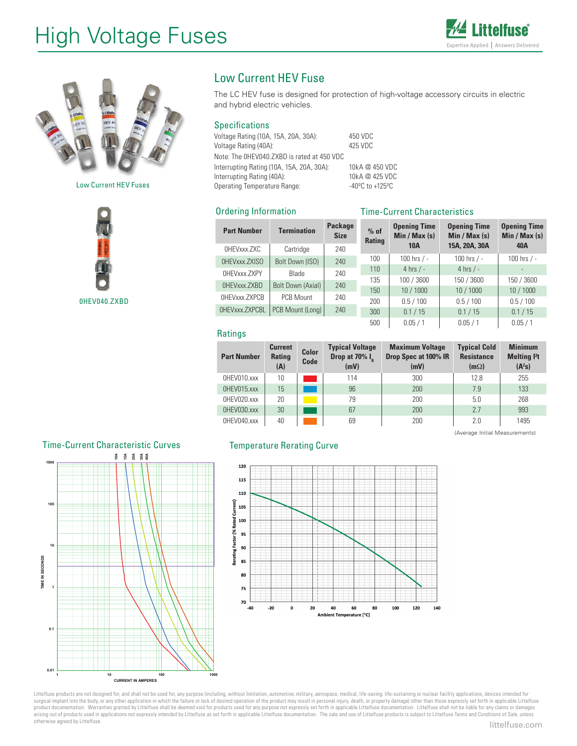# High Voltage Fuses

## Low Current HEV Fuse

The LC HEV fuse is designed for protection of high-voltage accessory circuits in electric and hybrid electric vehicles.

Low Current HEV Fuses

0HEV040.ZXBD

### Specifications

| | |
|---|---|
| Voltage Rating (10A, 15A, 20A, 30A): | 450 VDC |
| Voltage Rating (40A): | 425 VDC |
| Note: The 0HEV040.ZXBD is rated at 450 VDC | |
| Interrupting Rating (10A, 15A, 20A, 30A): | 10kA @ 450 VDC |
| Interrupting Rating (40A): | 10kA @ 425 VDC |
| Operating Temperature Range: | -40ºC to +125ºC |

### Ordering Information

| Part Number | Termination | Package Size |
|---|---|---|
| 0HEVxxx.ZXC | Cartridge | 240 |
| 0HEVxxx.ZXISO | Bolt Down (ISO) | 240 |
| 0HEVxxx.ZXPY | Blade | 240 |
| 0HEVxxx.ZXBD | Bolt Down (Axial) | 240 |
| 0HEVxxx.ZXPCB | PCB Mount | 240 |
| 0HEVxxx.ZXPCBL | PCB Mount (Long) | 240 |

### Time-Current Characteristics

| % of Rating | Opening Time Min / Max (s) 10A | Opening Time Min / Max (s) 15A, 20A, 30A | Opening Time Min / Max (s) 40A |
|---|---|---|---|
| 100 | 100 hrs / - | 100 hrs / - | 100 hrs / - |
| 110 | 4 hrs / - | 4 hrs / - | - |
| 135 | 100 / 3600 | 150 / 3600 | 150 / 3600 |
| 150 | 10 / 1000 | 10 / 1000 | 10 / 1000 |
| 200 | 0.5 / 100 | 0.5 / 100 | 0.5 / 100 |
| 300 | 0.1 / 15 | 0.1 / 15 | 0.1 / 15 |
| 500 | 0.05 / 1 | 0.05 / 1 | 0.05 / 1 |

### Ratings

| Part Number | Current Rating (A) | Color Code | Typical Voltage Drop at 70% $I_R$ (mV) | Maximum Voltage Drop Spec at 100% IR (mV) | Typical Cold Resistance (mΩ) | Minimum Melting I²t (A²s) |
|---|---|---|---|---|---|---|
| 0HEV010.xxx | 10 | Red | 114 | 300 | 12.8 | 255 |
| 0HEV015.xxx | 15 | Blue | 96 | 200 | 7.9 | 133 |
| 0HEV020.xxx | 20 | Yellow | 79 | 200 | 5.0 | 268 |
| 0HEV030.xxx | 30 | Green | 67 | 200 | 2.7 | 993 |
| 0HEV040.xxx | 40 | Orange | 69 | 200 | 2.0 | 1495 |

(Average Initial Measurements)

### Time-Current Characteristic Curves

10A 15A 20A 30A 40A

TIME IN SECONDS

CURRENT IN AMPERES

### Temperature Rerating Curve

Rerating Factor (% Rated Current)

Ambient Temperature [°C]

Littelfuse products are not designed for, and shall not be used for, any purpose (including, without limitation, automotive, military, aerospace, medical, life-saving, life-sustaining or nuclear facility applications, devices intended for surgical implant into the body, or any other application in which the failure or lack of desired operation of the product may result in personal injury, death, or property damage) other than those expressly set forth in applicable Littelfuse product documentation. Warranties granted by Littelfuse shall be deemed void for products used for any purpose not expressly set forth in applicable Littelfuse documentation. Littelfuse shall not be liable for any claims or damages arising out of products used in applications not expressly intended by Littelfuse as set forth in applicable Littelfuse documentation. The sale and use of Littelfuse products is subject to Littelfuse Terms and Conditions of Sale, unless otherwise agreed by Littelfuse.

littelfuse.com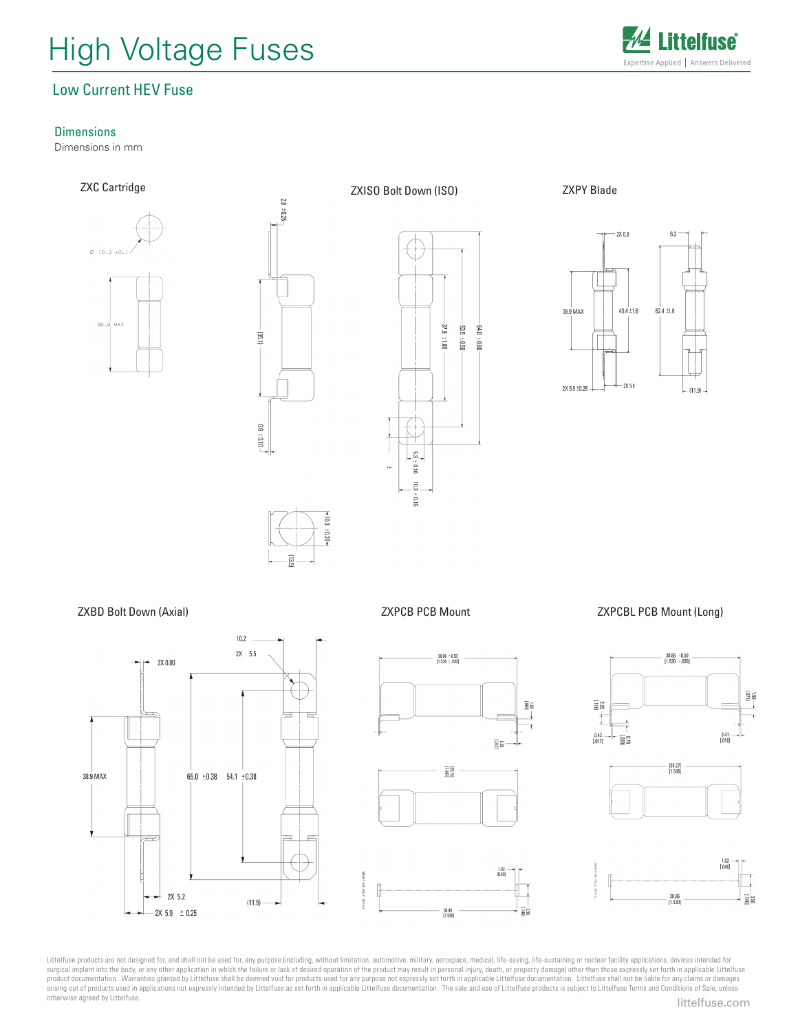# High Voltage Fuses

## Low Current HEV Fuse

### Dimensions

Dimensions in mm

#### ZXC Cartridge

Ø 10.3 ±0.1

38.9 MAX

2.0 ±0.25

(35.1)

0.6 ±0.10

10.3 ±0.20

(13.5)

#### ZXISO Bolt Down (ISO)

37.9 ±1.00

53.5 ±0.50

64.0 ±0.80

5.3 ±0.10

10.3 ±0.15

#### ZXPY Blade

2X 0.8

38.9 MAX

40.4 ±1.6

6.3

62.4 ±1.6

2X 5.5 ±0.25

2X 5.6

(11.9)

#### ZXBD Bolt Down (Axial)

10.2

2X 5.5

2X 0.80

38.9 MAX

65.0 ±0.38

54.1 ±0.38

2X 5.2

2X 5.9 ± 0.25

(11.9)

#### ZXPCB PCB Mount

38.86 ±0.50
[1.530 ±.020]

1.62
[.064]

0.28
[.010]

(39.15)
[1.541]

1.02
[.040]

38.86
[1.530]

3.56
[.140]

MOUNTING HOLE DETAIL

#### ZXPCBL PCB Mount (Long)

38.86 ±0.50
[1.530 ±.020]

2.93
[.116]

1.80
[.071]

0.43
[.017]

0.76
[.030]

0.41
[.016]

(39.27)
[1.546]

1.02
[.040]

38.86
[1.530]

3.56
[.140]

MOUNTING HOLE DETAIL

Littelfuse products are not designed for, and shall not be used for, any purpose (including, without limitation, automotive, military, aerospace, medical, life-saving, life-sustaining or nuclear facility applications, devices intended for surgical implant into the body, or any other application in which the failure or lack of desired operation of the product may result in personal injury, death, or property damage) other than those expressly set forth in applicable Littelfuse product documentation. Warranties granted by Littelfuse shall be deemed void for products used for any purpose not expressly set forth in applicable Littelfuse documentation. Littelfuse shall not be liable for any claims or damages arising out of products used in applications not expressly intended by Littelfuse as set forth in applicable Littelfuse documentation. The sale and use of Littelfuse products is subject to Littelfuse Terms and Conditions of Sale, unless otherwise agreed by Littelfuse.